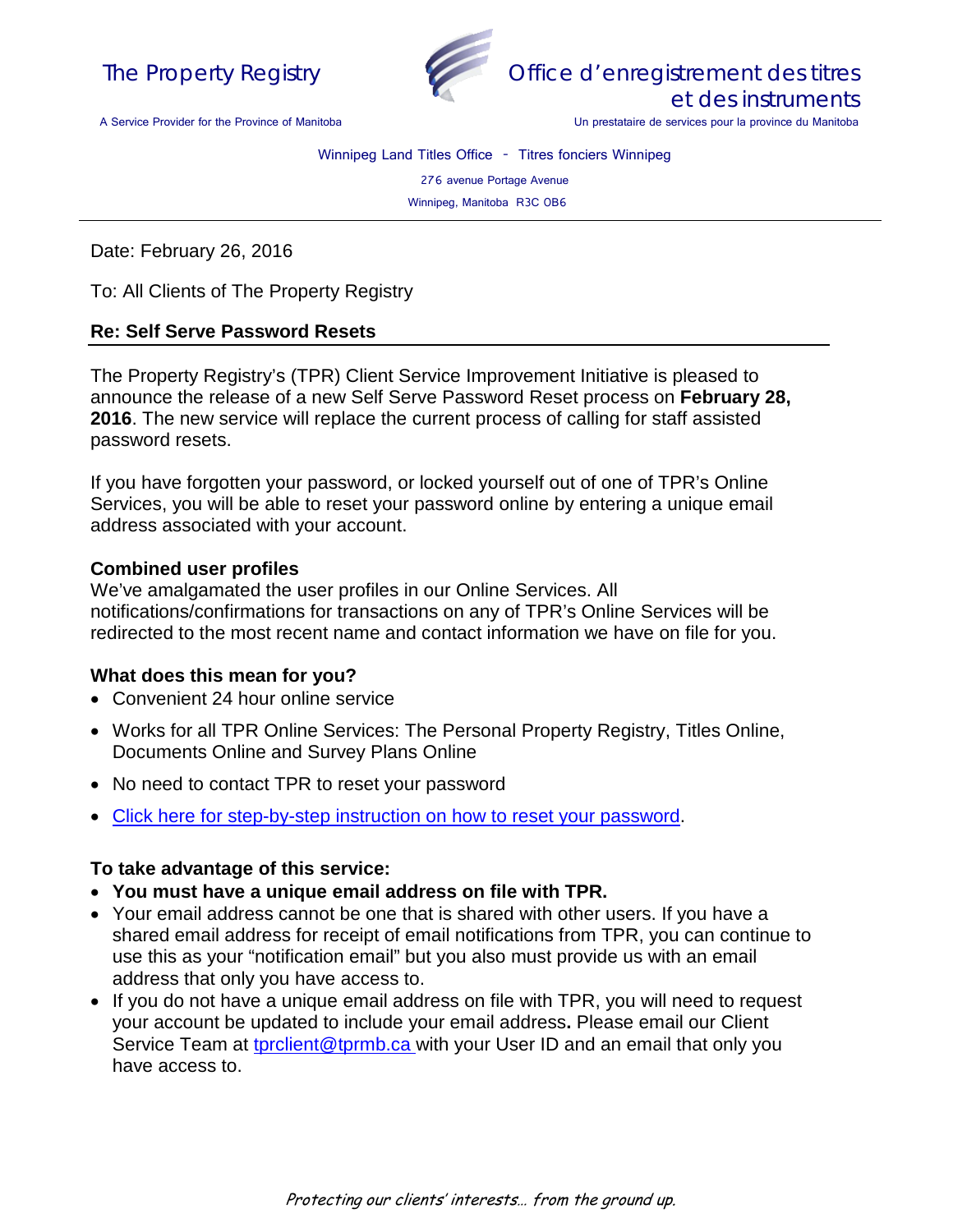The Property Registry
A Service Provider for the Province of Manitoba

Office d'enregistrement des titres et des instruments
Un prestataire de services pour la province du Manitoba

Winnipeg Land Titles Office - Titres fonciers Winnipeg
276 avenue Portage Avenue
Winnipeg, Manitoba R3C 0B6

---

Date: February 26, 2016

To: All Clients of The Property Registry

**Re: Self Serve Password Resets**

The Property Registry's (TPR) Client Service Improvement Initiative is pleased to announce the release of a new Self Serve Password Reset process on **February 28, 2016**. The new service will replace the current process of calling for staff assisted password resets.

If you have forgotten your password, or locked yourself out of one of TPR's Online Services, you will be able to reset your password online by entering a unique email address associated with your account.

**Combined user profiles**

We've amalgamated the user profiles in our Online Services. All notifications/confirmations for transactions on any of TPR's Online Services will be redirected to the most recent name and contact information we have on file for you.

**What does this mean for you?**

- Convenient 24 hour online service
- Works for all TPR Online Services: The Personal Property Registry, Titles Online, Documents Online and Survey Plans Online
- No need to contact TPR to reset your password
- Click here for step-by-step instruction on how to reset your password.

**To take advantage of this service:**

- **You must have a unique email address on file with TPR.**
- Your email address cannot be one that is shared with other users. If you have a shared email address for receipt of email notifications from TPR, you can continue to use this as your "notification email" but you also must provide us with an email address that only you have access to.
- If you do not have a unique email address on file with TPR, you will need to request your account be updated to include your email address**.** Please email our Client Service Team at tprclient@tprmb.ca with your User ID and an email that only you have access to.

*Protecting our clients' interests… from the ground up.*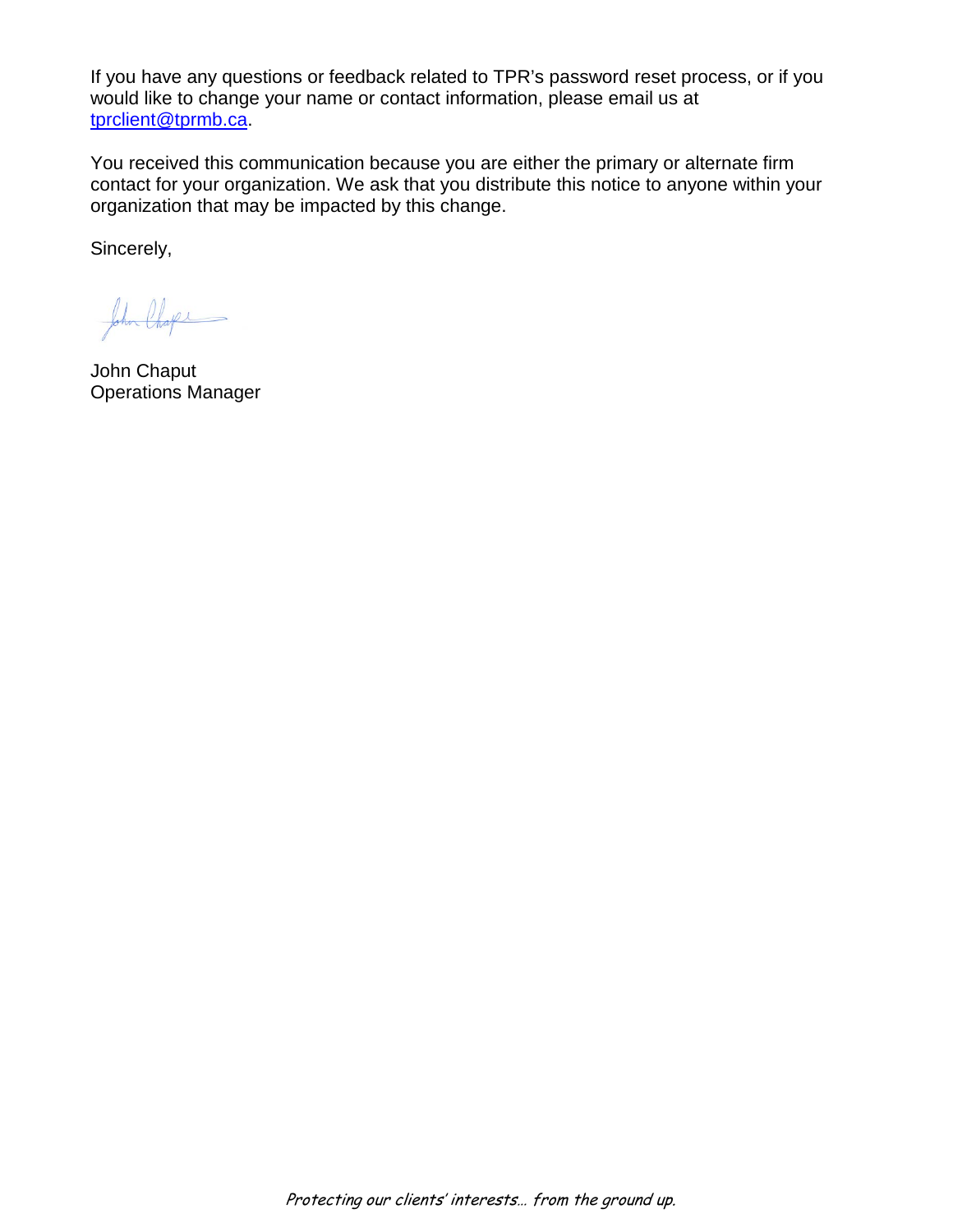If you have any questions or feedback related to TPR's password reset process, or if you would like to change your name or contact information, please email us at tprclient@tprmb.ca.

You received this communication because you are either the primary or alternate firm contact for your organization. We ask that you distribute this notice to anyone within your organization that may be impacted by this change.

Sincerely,

John Chaput
Operations Manager

*Protecting our clients' interests… from the ground up.*